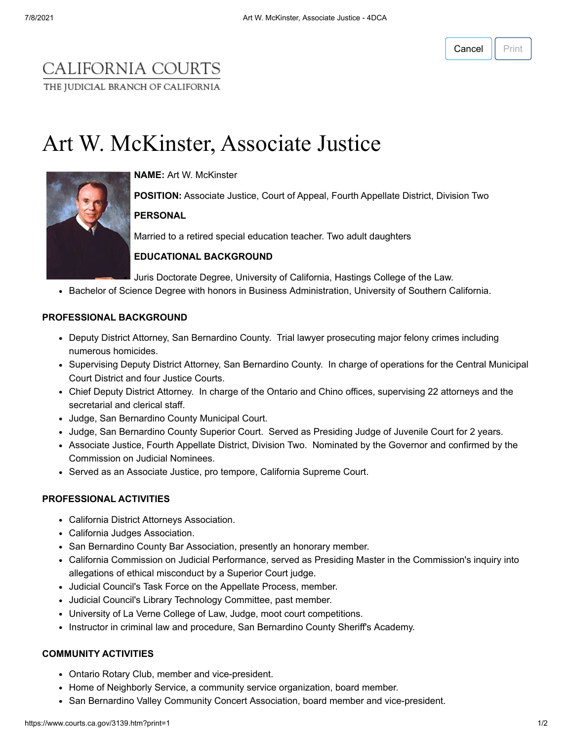CALIFORNIA COURTS

THE JUDICIAL BRANCH OF CALIFORNIA

# Art W. McKinster, Associate Justice

**NAME:** Art W. McKinster

**POSITION:** Associate Justice, Court of Appeal, Fourth Appellate District, Division Two

**PERSONAL**

Married to a retired special education teacher. Two adult daughters

**EDUCATIONAL BACKGROUND**

- Juris Doctorate Degree, University of California, Hastings College of the Law.
- Bachelor of Science Degree with honors in Business Administration, University of Southern California.

**PROFESSIONAL BACKGROUND**

- Deputy District Attorney, San Bernardino County. Trial lawyer prosecuting major felony crimes including numerous homicides.
- Supervising Deputy District Attorney, San Bernardino County. In charge of operations for the Central Municipal Court District and four Justice Courts.
- Chief Deputy District Attorney. In charge of the Ontario and Chino offices, supervising 22 attorneys and the secretarial and clerical staff.
- Judge, San Bernardino County Municipal Court.
- Judge, San Bernardino County Superior Court. Served as Presiding Judge of Juvenile Court for 2 years.
- Associate Justice, Fourth Appellate District, Division Two. Nominated by the Governor and confirmed by the Commission on Judicial Nominees.
- Served as an Associate Justice, pro tempore, California Supreme Court.

**PROFESSIONAL ACTIVITIES**

- California District Attorneys Association.
- California Judges Association.
- San Bernardino County Bar Association, presently an honorary member.
- California Commission on Judicial Performance, served as Presiding Master in the Commission's inquiry into allegations of ethical misconduct by a Superior Court judge.
- Judicial Council's Task Force on the Appellate Process, member.
- Judicial Council's Library Technology Committee, past member.
- University of La Verne College of Law, Judge, moot court competitions.
- Instructor in criminal law and procedure, San Bernardino County Sheriff's Academy.

**COMMUNITY ACTIVITIES**

- Ontario Rotary Club, member and vice-president.
- Home of Neighborly Service, a community service organization, board member.
- San Bernardino Valley Community Concert Association, board member and vice-president.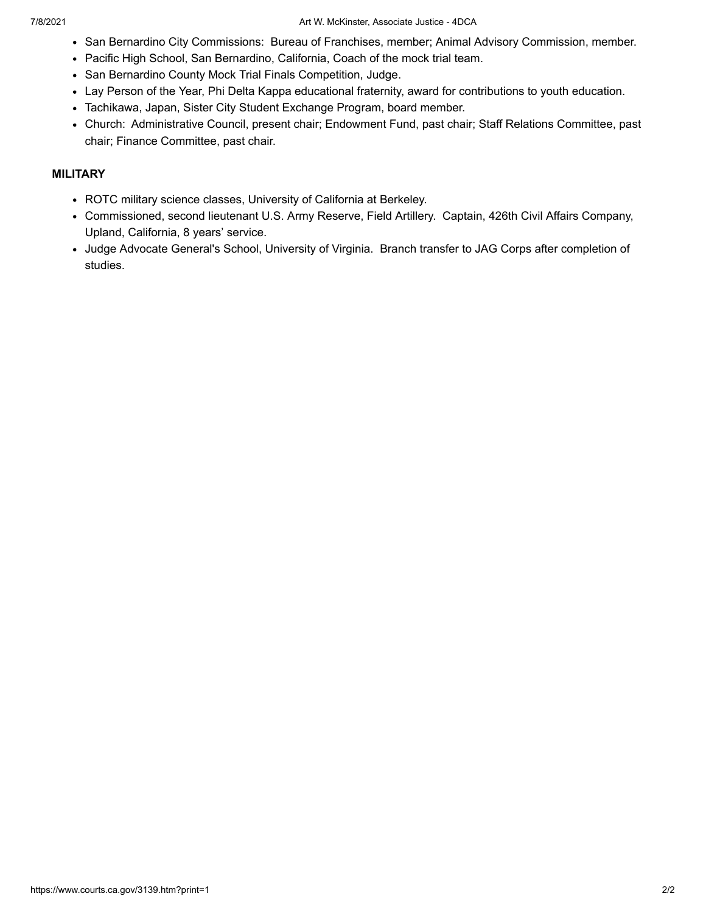- San Bernardino City Commissions:  Bureau of Franchises, member; Animal Advisory Commission, member.
- Pacific High School, San Bernardino, California, Coach of the mock trial team.
- San Bernardino County Mock Trial Finals Competition, Judge.
- Lay Person of the Year, Phi Delta Kappa educational fraternity, award for contributions to youth education.
- Tachikawa, Japan, Sister City Student Exchange Program, board member.
- Church:  Administrative Council, present chair; Endowment Fund, past chair; Staff Relations Committee, past chair; Finance Committee, past chair.

**MILITARY**

- ROTC military science classes, University of California at Berkeley.
- Commissioned, second lieutenant U.S. Army Reserve, Field Artillery.  Captain, 426th Civil Affairs Company, Upland, California, 8 years' service.
- Judge Advocate General's School, University of Virginia.  Branch transfer to JAG Corps after completion of studies.